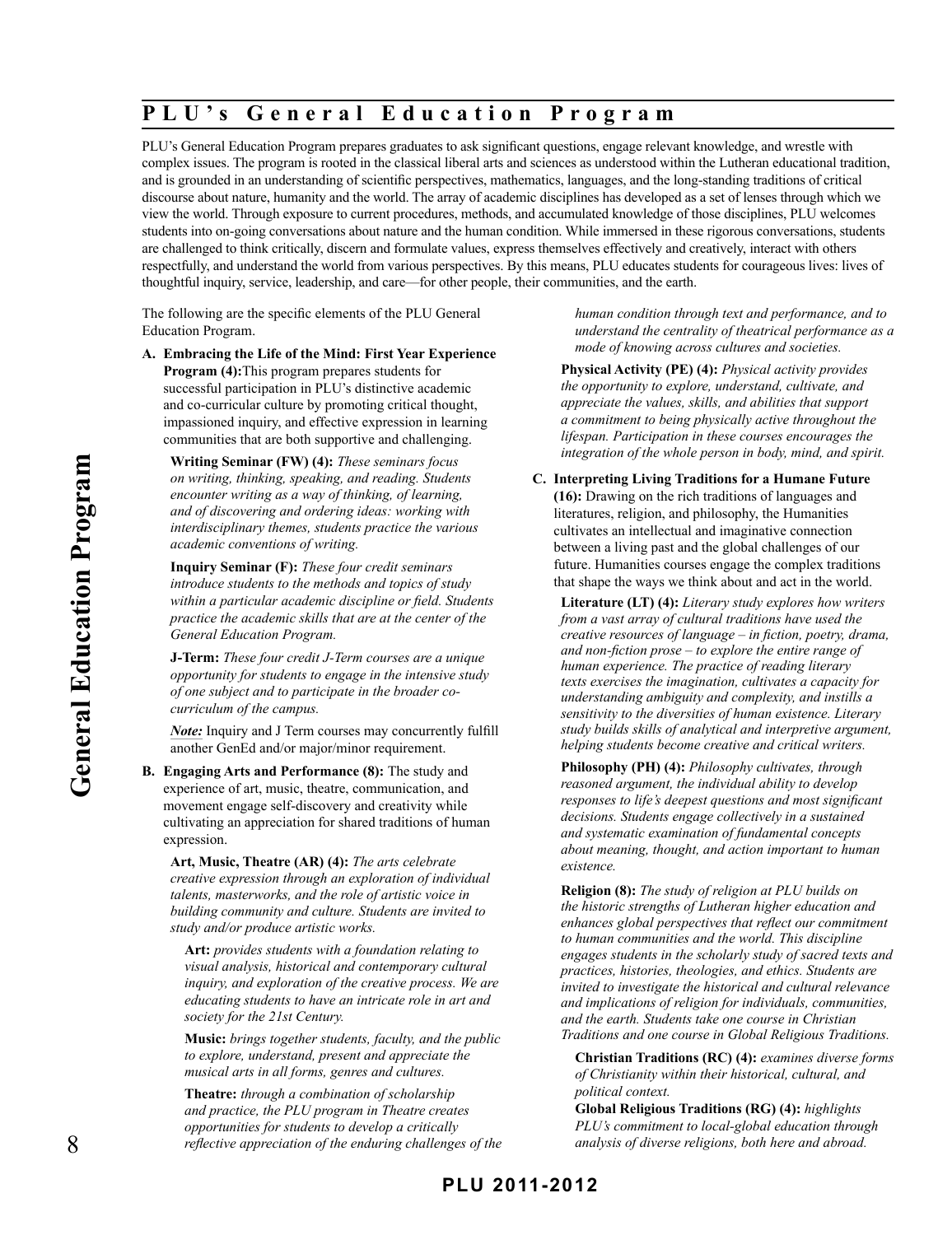## PLU's General Education Program

PLU's General Education Program prepares graduates to ask significant questions, engage relevant knowledge, and wrestle with complex issues. The program is rooted in the classical liberal arts and sciences as understood within the Lutheran educational tradition, and is grounded in an understanding of scientific perspectives, mathematics, languages, and the long-standing traditions of critical discourse about nature, humanity and the world. The array of academic disciplines has developed as a set of lenses through which we view the world. Through exposure to current procedures, methods, and accumulated knowledge of those disciplines, PLU welcomes students into on-going conversations about nature and the human condition. While immersed in these rigorous conversations, students are challenged to think critically, discern and formulate values, express themselves effectively and creatively, interact with others respectfully, and understand the world from various perspectives. By this means, PLU educates students for courageous lives: lives of thoughtful inquiry, service, leadership, and care—for other people, their communities, and the earth.

The following are the specific elements of the PLU General Education Program.

**A. Embracing the Life of the Mind: First Year Experience Program (4):** This program prepares students for successful participation in PLU's distinctive academic and co-curricular culture by promoting critical thought, impassioned inquiry, and effective expression in learning communities that are both supportive and challenging.

**Writing Seminar (FW) (4):** *These seminars focus on writing, thinking, speaking, and reading. Students encounter writing as a way of thinking, of learning, and of discovering and ordering ideas: working with interdisciplinary themes, students practice the various academic conventions of writing.*

**Inquiry Seminar (F):** *These four credit seminars introduce students to the methods and topics of study within a particular academic discipline or field. Students practice the academic skills that are at the center of the General Education Program.*

**J-Term:** *These four credit J-Term courses are a unique opportunity for students to engage in the intensive study of one subject and to participate in the broader co-curriculum of the campus.*

***Note:*** Inquiry and J Term courses may concurrently fulfill another GenEd and/or major/minor requirement.

**B. Engaging Arts and Performance (8):** The study and experience of art, music, theatre, communication, and movement engage self-discovery and creativity while cultivating an appreciation for shared traditions of human expression.

**Art, Music, Theatre (AR) (4):** *The arts celebrate creative expression through an exploration of individual talents, masterworks, and the role of artistic voice in building community and culture. Students are invited to study and/or produce artistic works.*

**Art:** *provides students with a foundation relating to visual analysis, historical and contemporary cultural inquiry, and exploration of the creative process. We are educating students to have an intricate role in art and society for the 21st Century.*

**Music:** *brings together students, faculty, and the public to explore, understand, present and appreciate the musical arts in all forms, genres and cultures.*

**Theatre:** *through a combination of scholarship and practice, the PLU program in Theatre creates opportunities for students to develop a critically reflective appreciation of the enduring challenges of the human condition through text and performance, and to understand the centrality of theatrical performance as a mode of knowing across cultures and societies.*

**Physical Activity (PE) (4):** *Physical activity provides the opportunity to explore, understand, cultivate, and appreciate the values, skills, and abilities that support a commitment to being physically active throughout the lifespan. Participation in these courses encourages the integration of the whole person in body, mind, and spirit.*

**C. Interpreting Living Traditions for a Humane Future (16):** Drawing on the rich traditions of languages and literatures, religion, and philosophy, the Humanities cultivates an intellectual and imaginative connection between a living past and the global challenges of our future. Humanities courses engage the complex traditions that shape the ways we think about and act in the world.

**Literature (LT) (4):** *Literary study explores how writers from a vast array of cultural traditions have used the creative resources of language – in fiction, poetry, drama, and non-fiction prose – to explore the entire range of human experience. The practice of reading literary texts exercises the imagination, cultivates a capacity for understanding ambiguity and complexity, and instills a sensitivity to the diversities of human existence. Literary study builds skills of analytical and interpretive argument, helping students become creative and critical writers.*

**Philosophy (PH) (4):** *Philosophy cultivates, through reasoned argument, the individual ability to develop responses to life's deepest questions and most significant decisions. Students engage collectively in a sustained and systematic examination of fundamental concepts about meaning, thought, and action important to human existence.*

**Religion (8):** *The study of religion at PLU builds on the historic strengths of Lutheran higher education and enhances global perspectives that reflect our commitment to human communities and the world. This discipline engages students in the scholarly study of sacred texts and practices, histories, theologies, and ethics. Students are invited to investigate the historical and cultural relevance and implications of religion for individuals, communities, and the earth. Students take one course in Christian Traditions and one course in Global Religious Traditions.*

**Christian Traditions (RC) (4):** *examines diverse forms of Christianity within their historical, cultural, and political context.*

**Global Religious Traditions (RG) (4):** *highlights PLU's commitment to local-global education through analysis of diverse religions, both here and abroad.*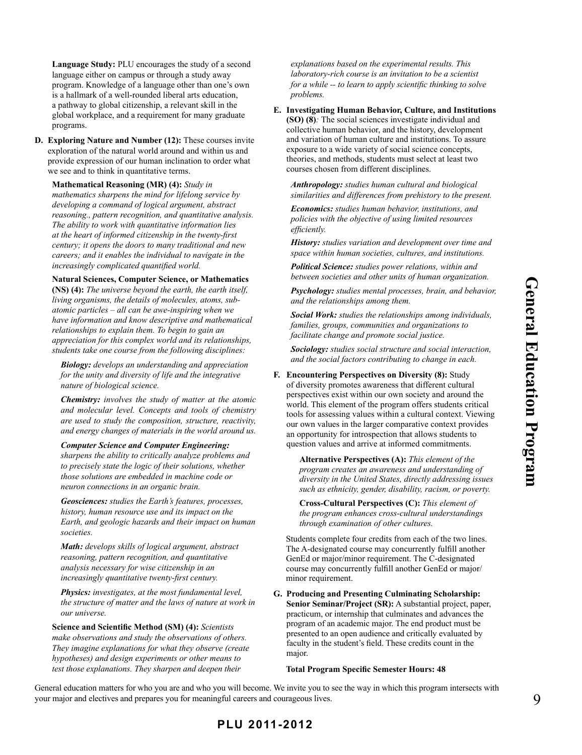**Language Study:** PLU encourages the study of a second language either on campus or through a study away program. Knowledge of a language other than one's own is a hallmark of a well-rounded liberal arts education, a pathway to global citizenship, a relevant skill in the global workplace, and a requirement for many graduate programs.

**D. Exploring Nature and Number (12):** These courses invite exploration of the natural world around and within us and provide expression of our human inclination to order what we see and to think in quantitative terms.

**Mathematical Reasoning (MR) (4):** *Study in mathematics sharpens the mind for lifelong service by developing a command of logical argument, abstract reasoning., pattern recognition, and quantitative analysis. The ability to work with quantitative information lies at the heart of informed citizenship in the twenty-first century; it opens the doors to many traditional and new careers; and it enables the individual to navigate in the increasingly complicated quantified world.*

**Natural Sciences, Computer Science, or Mathematics (NS) (4):** *The universe beyond the earth, the earth itself, living organisms, the details of molecules, atoms, sub-atomic particles – all can be awe-inspiring when we have information and know descriptive and mathematical relationships to explain them. To begin to gain an appreciation for this complex world and its relationships, students take one course from the following disciplines:*

***Biology:*** *develops an understanding and appreciation for the unity and diversity of life and the integrative nature of biological science.*

***Chemistry:*** *involves the study of matter at the atomic and molecular level. Concepts and tools of chemistry are used to study the composition, structure, reactivity, and energy changes of materials in the world around us.*

***Computer Science and Computer Engineering:*** *sharpens the ability to critically analyze problems and to precisely state the logic of their solutions, whether those solutions are embedded in machine code or neuron connections in an organic brain.*

***Geosciences:*** *studies the Earth's features, processes, history, human resource use and its impact on the Earth, and geologic hazards and their impact on human societies.*

***Math:*** *develops skills of logical argument, abstract reasoning, pattern recognition, and quantitative analysis necessary for wise citizenship in an increasingly quantitative twenty-first century.*

***Physics:*** *investigates, at the most fundamental level, the structure of matter and the laws of nature at work in our universe.*

**Science and Scientific Method (SM) (4):** *Scientists make observations and study the observations of others. They imagine explanations for what they observe (create hypotheses) and design experiments or other means to test those explanations. They sharpen and deepen their explanations based on the experimental results. This laboratory-rich course is an invitation to be a scientist for a while -- to learn to apply scientific thinking to solve problems.*

**E. Investigating Human Behavior, Culture, and Institutions (SO) (8)***:* The social sciences investigate individual and collective human behavior, and the history, development and variation of human culture and institutions. To assure exposure to a wide variety of social science concepts, theories, and methods, students must select at least two courses chosen from different disciplines.

***Anthropology:*** *studies human cultural and biological similarities and differences from prehistory to the present.*

***Economics:*** *studies human behavior, institutions, and policies with the objective of using limited resources efficiently.*

***History:*** *studies variation and development over time and space within human societies, cultures, and institutions.*

***Political Science:*** *studies power relations, within and between societies and other units of human organization.*

***Psychology:*** *studies mental processes, brain, and behavior, and the relationships among them.*

***Social Work:*** *studies the relationships among individuals, families, groups, communities and organizations to facilitate change and promote social justice.*

***Sociology:*** *studies social structure and social interaction, and the social factors contributing to change in each.*

**F. Encountering Perspectives on Diversity (8):** Study of diversity promotes awareness that different cultural perspectives exist within our own society and around the world. This element of the program offers students critical tools for assessing values within a cultural context. Viewing our own values in the larger comparative context provides an opportunity for introspection that allows students to question values and arrive at informed commitments.

**Alternative Perspectives (A):** *This element of the program creates an awareness and understanding of diversity in the United States, directly addressing issues such as ethnicity, gender, disability, racism, or poverty.*

**Cross-Cultural Perspectives (C):** *This element of the program enhances cross-cultural understandings through examination of other cultures.*

Students complete four credits from each of the two lines. The A-designated course may concurrently fulfill another GenEd or major/minor requirement. The C-designated course may concurrently fulfill another GenEd or major/minor requirement.

**G. Producing and Presenting Culminating Scholarship: Senior Seminar/Project (SR):** A substantial project, paper, practicum, or internship that culminates and advances the program of an academic major. The end product must be presented to an open audience and critically evaluated by faculty in the student's field. These credits count in the major.

**Total Program Specific Semester Hours: 48**

General education matters for who you are and who you will become. We invite you to see the way in which this program intersects with your major and electives and prepares you for meaningful careers and courageous lives.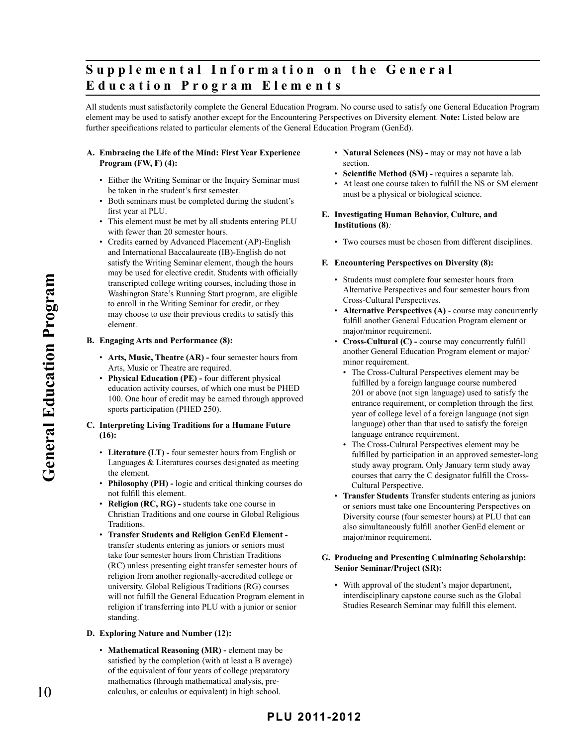## Supplemental Information on the General Education Program Elements

All students must satisfactorily complete the General Education Program. No course used to satisfy one General Education Program element may be used to satisfy another except for the Encountering Perspectives on Diversity element. **Note:** Listed below are further specifications related to particular elements of the General Education Program (GenEd).

**A. Embracing the Life of the Mind: First Year Experience Program (FW, F) (4):**

- Either the Writing Seminar or the Inquiry Seminar must be taken in the student's first semester.
- Both seminars must be completed during the student's first year at PLU.
- This element must be met by all students entering PLU with fewer than 20 semester hours.
- Credits earned by Advanced Placement (AP)-English and International Baccalaureate (IB)-English do not satisfy the Writing Seminar element, though the hours may be used for elective credit. Students with officially transcripted college writing courses, including those in Washington State's Running Start program, are eligible to enroll in the Writing Seminar for credit, or they may choose to use their previous credits to satisfy this element.

**B. Engaging Arts and Performance (8):**

- **Arts, Music, Theatre (AR) -** four semester hours from Arts, Music or Theatre are required.
- **Physical Education (PE) -** four different physical education activity courses, of which one must be PHED 100. One hour of credit may be earned through approved sports participation (PHED 250).

**C. Interpreting Living Traditions for a Humane Future (16):**

- **Literature (LT) -** four semester hours from English or Languages & Literatures courses designated as meeting the element.
- **Philosophy (PH) -** logic and critical thinking courses do not fulfill this element.
- **Religion (RC, RG) -** students take one course in Christian Traditions and one course in Global Religious Traditions.
- **Transfer Students and Religion GenEd Element -** transfer students entering as juniors or seniors must take four semester hours from Christian Traditions (RC) unless presenting eight transfer semester hours of religion from another regionally-accredited college or university. Global Religious Traditions (RG) courses will not fulfill the General Education Program element in religion if transferring into PLU with a junior or senior standing.

**D. Exploring Nature and Number (12):**

- **Mathematical Reasoning (MR) -** element may be satisfied by the completion (with at least a B average) of the equivalent of four years of college preparatory mathematics (through mathematical analysis, pre-calculus, or calculus or equivalent) in high school.
- **Natural Sciences (NS) -** may or may not have a lab section.
- **Scientific Method (SM) -** requires a separate lab.
- At least one course taken to fulfill the NS or SM element must be a physical or biological science.

**E. Investigating Human Behavior, Culture, and Institutions (8)***:*

- Two courses must be chosen from different disciplines.

**F. Encountering Perspectives on Diversity (8):**

- Students must complete four semester hours from Alternative Perspectives and four semester hours from Cross-Cultural Perspectives.
- **Alternative Perspectives (A)** - course may concurrently fulfill another General Education Program element or major/minor requirement.
- **Cross-Cultural (C) -** course may concurrently fulfill another General Education Program element or major/minor requirement.
  - The Cross-Cultural Perspectives element may be fulfilled by a foreign language course numbered 201 or above (not sign language) used to satisfy the entrance requirement, or completion through the first year of college level of a foreign language (not sign language) other than that used to satisfy the foreign language entrance requirement.
  - The Cross-Cultural Perspectives element may be fulfilled by participation in an approved semester-long study away program. Only January term study away courses that carry the C designator fulfill the Cross-Cultural Perspective.
- **Transfer Students** Transfer students entering as juniors or seniors must take one Encountering Perspectives on Diversity course (four semester hours) at PLU that can also simultaneously fulfill another GenEd element or major/minor requirement.

**G. Producing and Presenting Culminating Scholarship: Senior Seminar/Project (SR):**

- With approval of the student's major department, interdisciplinary capstone course such as the Global Studies Research Seminar may fulfill this element.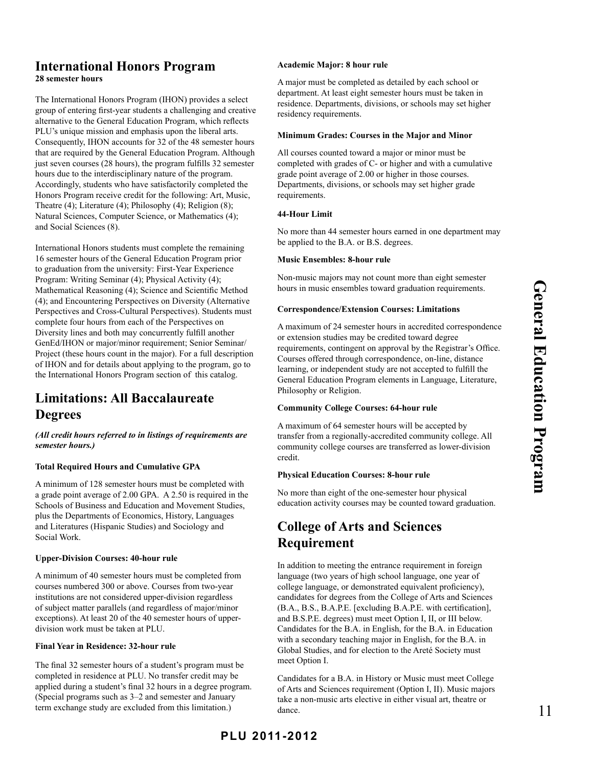## International Honors Program

**28 semester hours**

The International Honors Program (IHON) provides a select group of entering first-year students a challenging and creative alternative to the General Education Program, which reflects PLU's unique mission and emphasis upon the liberal arts. Consequently, IHON accounts for 32 of the 48 semester hours that are required by the General Education Program. Although just seven courses (28 hours), the program fulfills 32 semester hours due to the interdisciplinary nature of the program. Accordingly, students who have satisfactorily completed the Honors Program receive credit for the following: Art, Music, Theatre (4); Literature (4); Philosophy (4); Religion (8); Natural Sciences, Computer Science, or Mathematics (4); and Social Sciences (8).

International Honors students must complete the remaining 16 semester hours of the General Education Program prior to graduation from the university: First-Year Experience Program: Writing Seminar (4); Physical Activity (4); Mathematical Reasoning (4); Science and Scientific Method (4); and Encountering Perspectives on Diversity (Alternative Perspectives and Cross-Cultural Perspectives). Students must complete four hours from each of the Perspectives on Diversity lines and both may concurrently fulfill another GenEd/IHON or major/minor requirement; Senior Seminar/Project (these hours count in the major). For a full description of IHON and for details about applying to the program, go to the International Honors Program section of this catalog.

## Limitations: All Baccalaureate Degrees

***(All credit hours referred to in listings of requirements are semester hours.)***

**Total Required Hours and Cumulative GPA**

A minimum of 128 semester hours must be completed with a grade point average of 2.00 GPA. A 2.50 is required in the Schools of Business and Education and Movement Studies, plus the Departments of Economics, History, Languages and Literatures (Hispanic Studies) and Sociology and Social Work.

**Upper-Division Courses: 40-hour rule**

A minimum of 40 semester hours must be completed from courses numbered 300 or above. Courses from two-year institutions are not considered upper-division regardless of subject matter parallels (and regardless of major/minor exceptions). At least 20 of the 40 semester hours of upper-division work must be taken at PLU.

**Final Year in Residence: 32-hour rule**

The final 32 semester hours of a student's program must be completed in residence at PLU. No transfer credit may be applied during a student's final 32 hours in a degree program. (Special programs such as 3–2 and semester and January term exchange study are excluded from this limitation.)

**Academic Major: 8 hour rule**

A major must be completed as detailed by each school or department. At least eight semester hours must be taken in residence. Departments, divisions, or schools may set higher residency requirements.

**Minimum Grades: Courses in the Major and Minor**

All courses counted toward a major or minor must be completed with grades of C- or higher and with a cumulative grade point average of 2.00 or higher in those courses. Departments, divisions, or schools may set higher grade requirements.

**44-Hour Limit**

No more than 44 semester hours earned in one department may be applied to the B.A. or B.S. degrees.

**Music Ensembles: 8-hour rule**

Non-music majors may not count more than eight semester hours in music ensembles toward graduation requirements.

**Correspondence/Extension Courses: Limitations**

A maximum of 24 semester hours in accredited correspondence or extension studies may be credited toward degree requirements, contingent on approval by the Registrar's Office. Courses offered through correspondence, on-line, distance learning, or independent study are not accepted to fulfill the General Education Program elements in Language, Literature, Philosophy or Religion.

**Community College Courses: 64-hour rule**

A maximum of 64 semester hours will be accepted by transfer from a regionally-accredited community college. All community college courses are transferred as lower-division credit.

**Physical Education Courses: 8-hour rule**

No more than eight of the one-semester hour physical education activity courses may be counted toward graduation.

## College of Arts and Sciences Requirement

In addition to meeting the entrance requirement in foreign language (two years of high school language, one year of college language, or demonstrated equivalent proficiency), candidates for degrees from the College of Arts and Sciences (B.A., B.S., B.A.P.E. [excluding B.A.P.E. with certification], and B.S.P.E. degrees) must meet Option I, II, or III below. Candidates for the B.A. in English, for the B.A. in Education with a secondary teaching major in English, for the B.A. in Global Studies, and for election to the Areté Society must meet Option I.

Candidates for a B.A. in History or Music must meet College of Arts and Sciences requirement (Option I, II). Music majors take a non-music arts elective in either visual art, theatre or dance.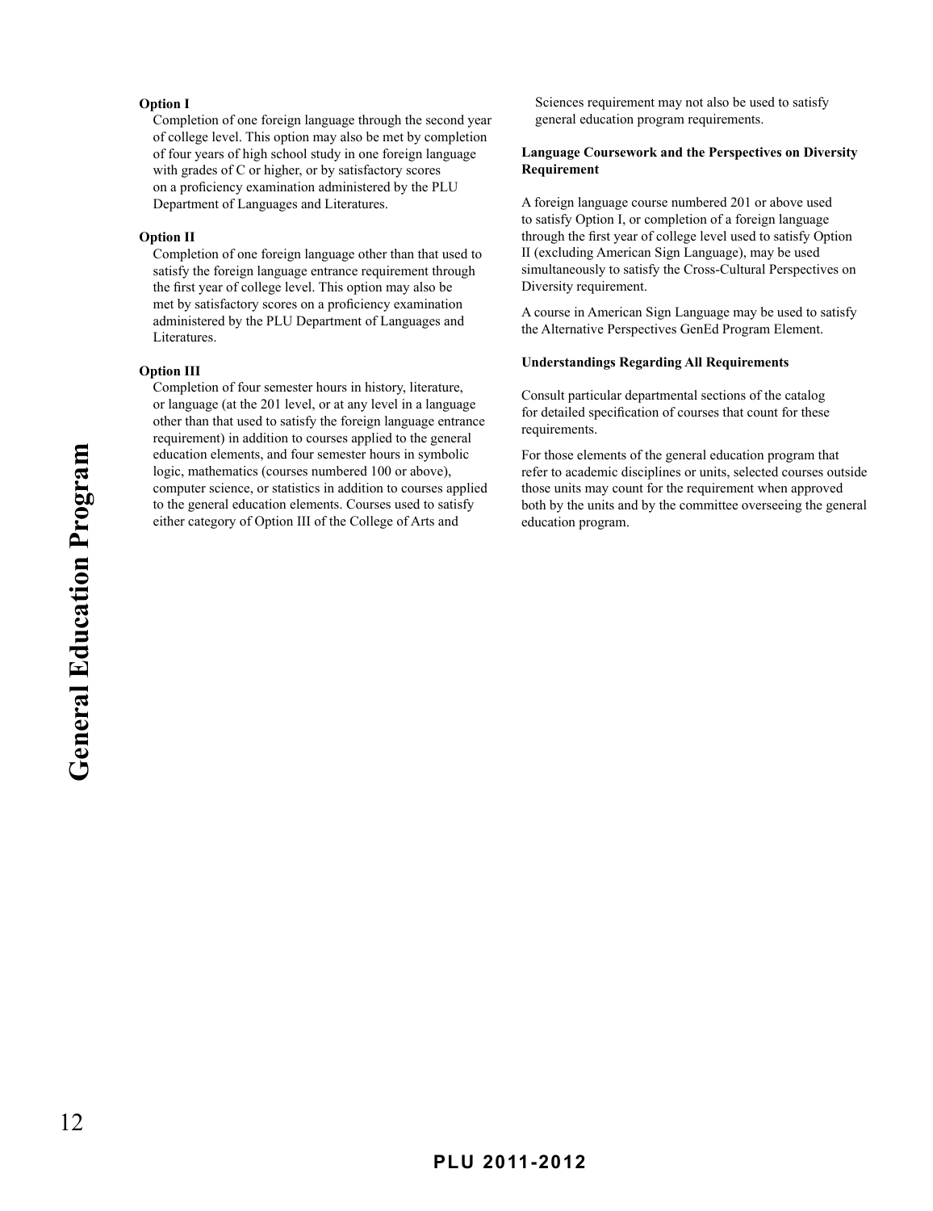**Option I**

Completion of one foreign language through the second year of college level. This option may also be met by completion of four years of high school study in one foreign language with grades of C or higher, or by satisfactory scores on a proficiency examination administered by the PLU Department of Languages and Literatures.

**Option II**

Completion of one foreign language other than that used to satisfy the foreign language entrance requirement through the first year of college level. This option may also be met by satisfactory scores on a proficiency examination administered by the PLU Department of Languages and Literatures.

**Option III**

Completion of four semester hours in history, literature, or language (at the 201 level, or at any level in a language other than that used to satisfy the foreign language entrance requirement) in addition to courses applied to the general education elements, and four semester hours in symbolic logic, mathematics (courses numbered 100 or above), computer science, or statistics in addition to courses applied to the general education elements. Courses used to satisfy either category of Option III of the College of Arts and Sciences requirement may not also be used to satisfy general education program requirements.

**Language Coursework and the Perspectives on Diversity Requirement**

A foreign language course numbered 201 or above used to satisfy Option I, or completion of a foreign language through the first year of college level used to satisfy Option II (excluding American Sign Language), may be used simultaneously to satisfy the Cross-Cultural Perspectives on Diversity requirement.

A course in American Sign Language may be used to satisfy the Alternative Perspectives GenEd Program Element.

**Understandings Regarding All Requirements**

Consult particular departmental sections of the catalog for detailed specification of courses that count for these requirements.

For those elements of the general education program that refer to academic disciplines or units, selected courses outside those units may count for the requirement when approved both by the units and by the committee overseeing the general education program.